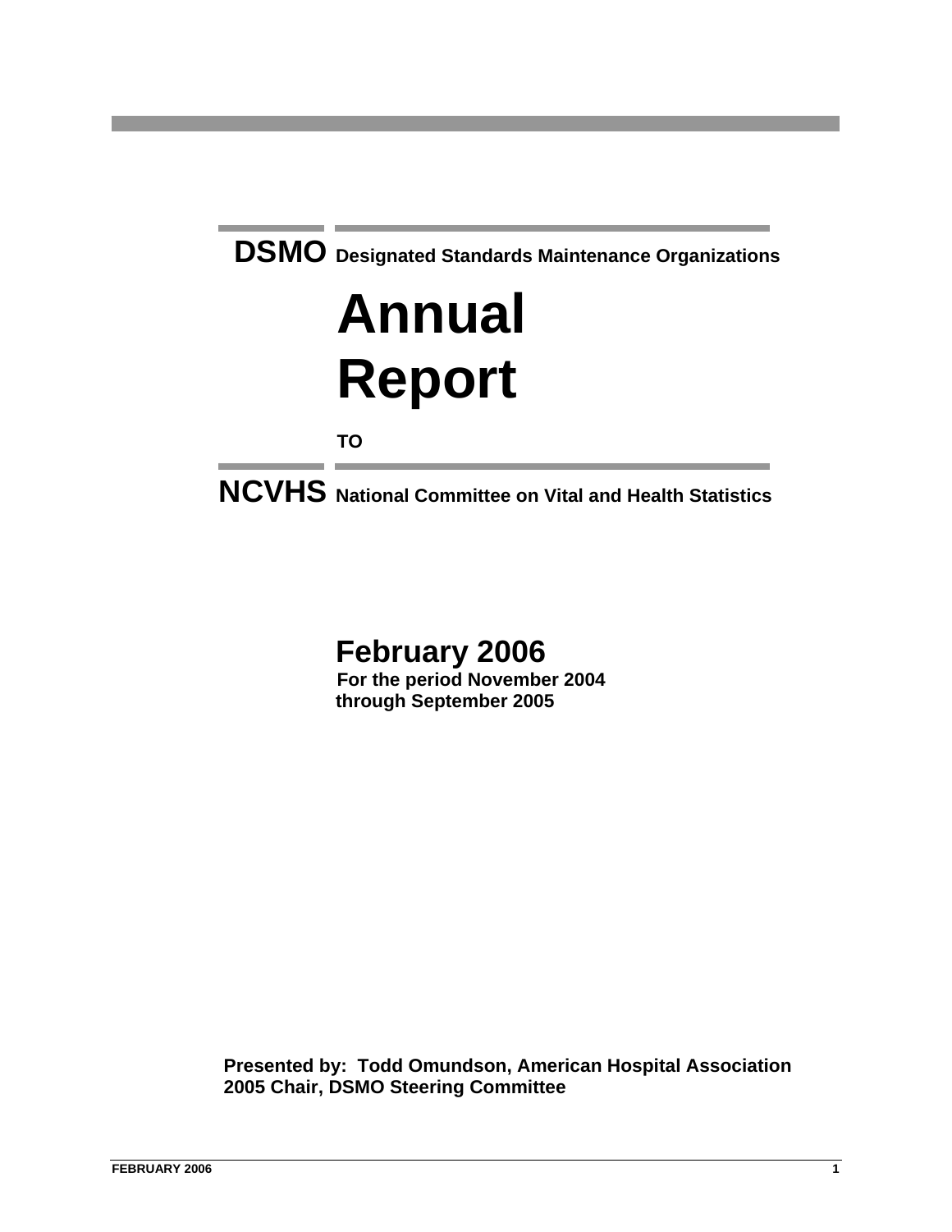**DSMO** Designated Standards Maintenance Organizations

# Annual Report

**TO**

**NCVHS** National Committee on Vital and Health Statistics

## February 2006

**For the period November 2004 through September 2005**

**Presented by: Todd Omundson, American Hospital Association**
**2005 Chair, DSMO Steering Committee**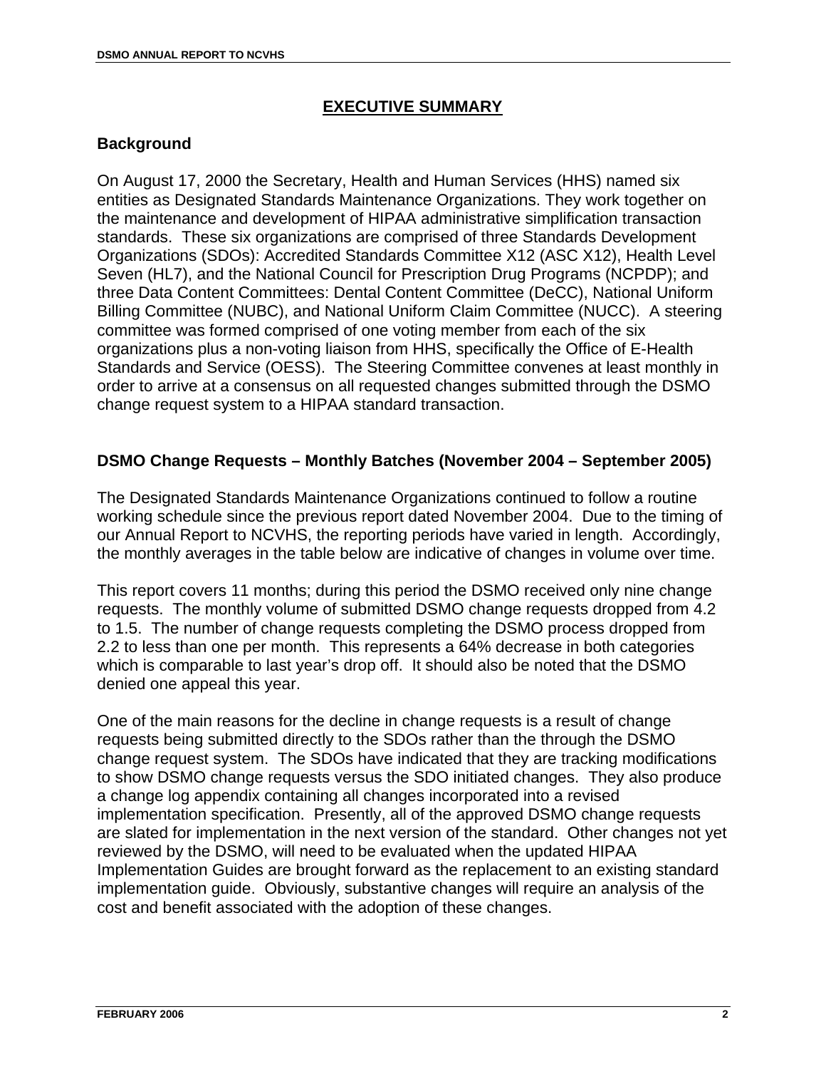# EXECUTIVE SUMMARY

## Background

On August 17, 2000 the Secretary, Health and Human Services (HHS) named six entities as Designated Standards Maintenance Organizations. They work together on the maintenance and development of HIPAA administrative simplification transaction standards. These six organizations are comprised of three Standards Development Organizations (SDOs): Accredited Standards Committee X12 (ASC X12), Health Level Seven (HL7), and the National Council for Prescription Drug Programs (NCPDP); and three Data Content Committees: Dental Content Committee (DeCC), National Uniform Billing Committee (NUBC), and National Uniform Claim Committee (NUCC). A steering committee was formed comprised of one voting member from each of the six organizations plus a non-voting liaison from HHS, specifically the Office of E-Health Standards and Service (OESS). The Steering Committee convenes at least monthly in order to arrive at a consensus on all requested changes submitted through the DSMO change request system to a HIPAA standard transaction.

## DSMO Change Requests – Monthly Batches (November 2004 – September 2005)

The Designated Standards Maintenance Organizations continued to follow a routine working schedule since the previous report dated November 2004. Due to the timing of our Annual Report to NCVHS, the reporting periods have varied in length. Accordingly, the monthly averages in the table below are indicative of changes in volume over time.

This report covers 11 months; during this period the DSMO received only nine change requests. The monthly volume of submitted DSMO change requests dropped from 4.2 to 1.5. The number of change requests completing the DSMO process dropped from 2.2 to less than one per month. This represents a 64% decrease in both categories which is comparable to last year's drop off. It should also be noted that the DSMO denied one appeal this year.

One of the main reasons for the decline in change requests is a result of change requests being submitted directly to the SDOs rather than the through the DSMO change request system. The SDOs have indicated that they are tracking modifications to show DSMO change requests versus the SDO initiated changes. They also produce a change log appendix containing all changes incorporated into a revised implementation specification. Presently, all of the approved DSMO change requests are slated for implementation in the next version of the standard. Other changes not yet reviewed by the DSMO, will need to be evaluated when the updated HIPAA Implementation Guides are brought forward as the replacement to an existing standard implementation guide. Obviously, substantive changes will require an analysis of the cost and benefit associated with the adoption of these changes.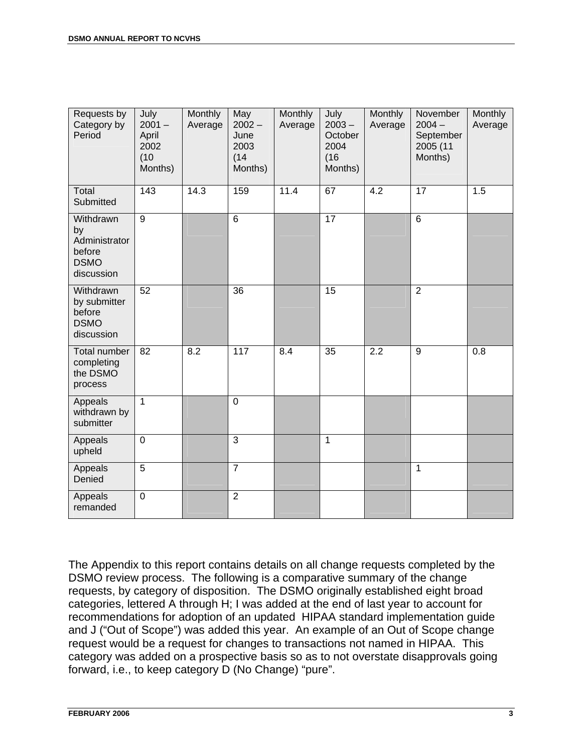| Requests by Category by Period | July 2001 – April 2002 (10 Months) | Monthly Average | May 2002 – June 2003 (14 Months) | Monthly Average | July 2003 – October 2004 (16 Months) | Monthly Average | November 2004 – September 2005 (11 Months) | Monthly Average |
|---|---|---|---|---|---|---|---|---|
| Total Submitted | 143 | 14.3 | 159 | 11.4 | 67 | 4.2 | 17 | 1.5 |
| Withdrawn by Administrator before DSMO discussion | 9 | | 6 | | 17 | | 6 | |
| Withdrawn by submitter before DSMO discussion | 52 | | 36 | | 15 | | 2 | |
| Total number completing the DSMO process | 82 | 8.2 | 117 | 8.4 | 35 | 2.2 | 9 | 0.8 |
| Appeals withdrawn by submitter | 1 | | 0 | | | | | |
| Appeals upheld | 0 | | 3 | | 1 | | | |
| Appeals Denied | 5 | | 7 | | | | 1 | |
| Appeals remanded | 0 | | 2 | | | | | |

The Appendix to this report contains details on all change requests completed by the DSMO review process. The following is a comparative summary of the change requests, by category of disposition. The DSMO originally established eight broad categories, lettered A through H; I was added at the end of last year to account for recommendations for adoption of an updated HIPAA standard implementation guide and J ("Out of Scope") was added this year. An example of an Out of Scope change request would be a request for changes to transactions not named in HIPAA. This category was added on a prospective basis so as to not overstate disapprovals going forward, i.e., to keep category D (No Change) "pure".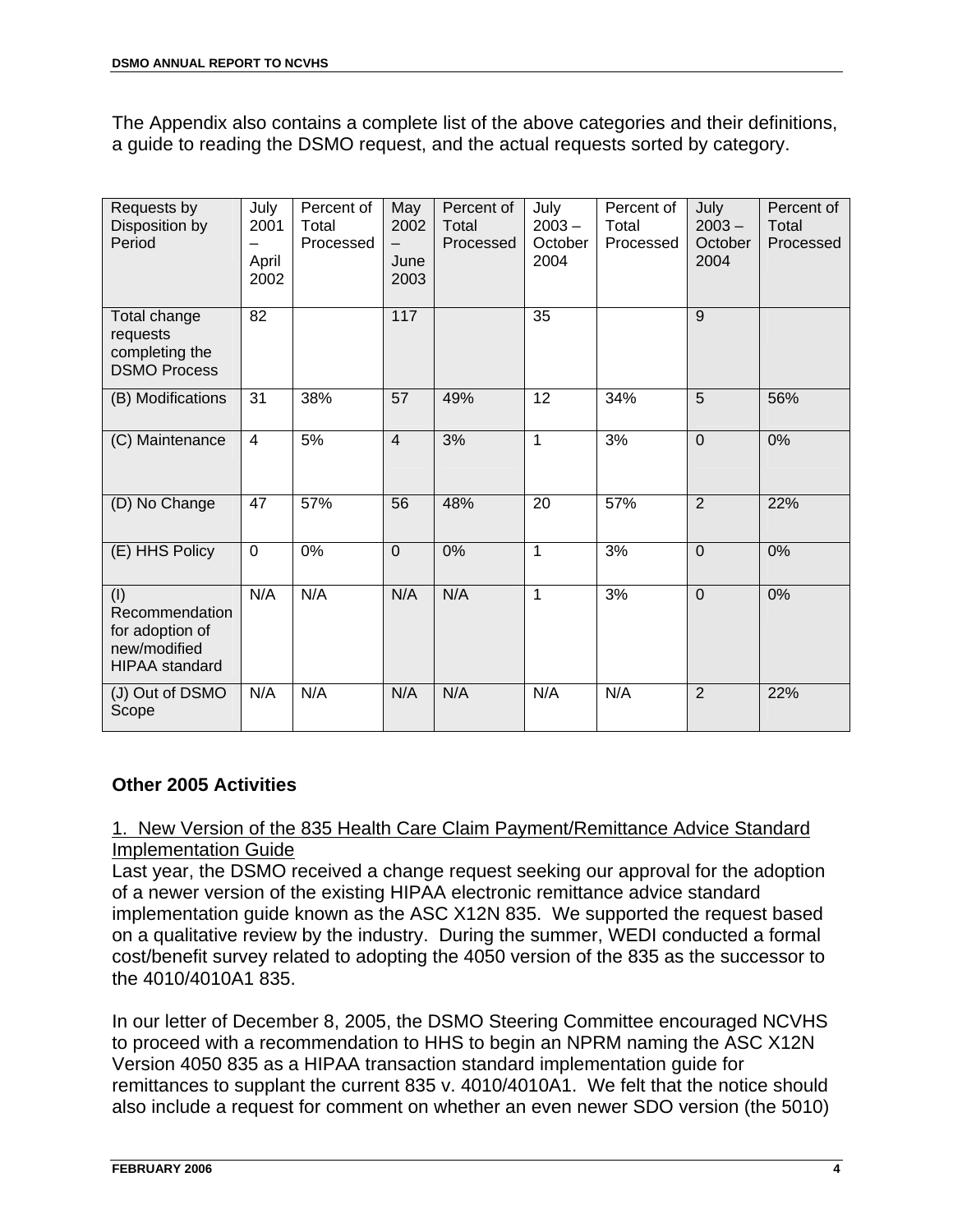The Appendix also contains a complete list of the above categories and their definitions, a guide to reading the DSMO request, and the actual requests sorted by category.

| Requests by Disposition by Period | July 2001 – April 2002 | Percent of Total Processed | May 2002 – June 2003 | Percent of Total Processed | July 2003 – October 2004 | Percent of Total Processed | July 2003 – October 2004 | Percent of Total Processed |
|---|---|---|---|---|---|---|---|---|
| Total change requests completing the DSMO Process | 82 | | 117 | | 35 | | 9 | |
| (B) Modifications | 31 | 38% | 57 | 49% | 12 | 34% | 5 | 56% |
| (C) Maintenance | 4 | 5% | 4 | 3% | 1 | 3% | 0 | 0% |
| (D) No Change | 47 | 57% | 56 | 48% | 20 | 57% | 2 | 22% |
| (E) HHS Policy | 0 | 0% | 0 | 0% | 1 | 3% | 0 | 0% |
| (I) Recommendation for adoption of new/modified HIPAA standard | N/A | N/A | N/A | N/A | 1 | 3% | 0 | 0% |
| (J) Out of DSMO Scope | N/A | N/A | N/A | N/A | N/A | N/A | 2 | 22% |

### Other 2005 Activities

1. New Version of the 835 Health Care Claim Payment/Remittance Advice Standard Implementation Guide

Last year, the DSMO received a change request seeking our approval for the adoption of a newer version of the existing HIPAA electronic remittance advice standard implementation guide known as the ASC X12N 835. We supported the request based on a qualitative review by the industry. During the summer, WEDI conducted a formal cost/benefit survey related to adopting the 4050 version of the 835 as the successor to the 4010/4010A1 835.

In our letter of December 8, 2005, the DSMO Steering Committee encouraged NCVHS to proceed with a recommendation to HHS to begin an NPRM naming the ASC X12N Version 4050 835 as a HIPAA transaction standard implementation guide for remittances to supplant the current 835 v. 4010/4010A1. We felt that the notice should also include a request for comment on whether an even newer SDO version (the 5010)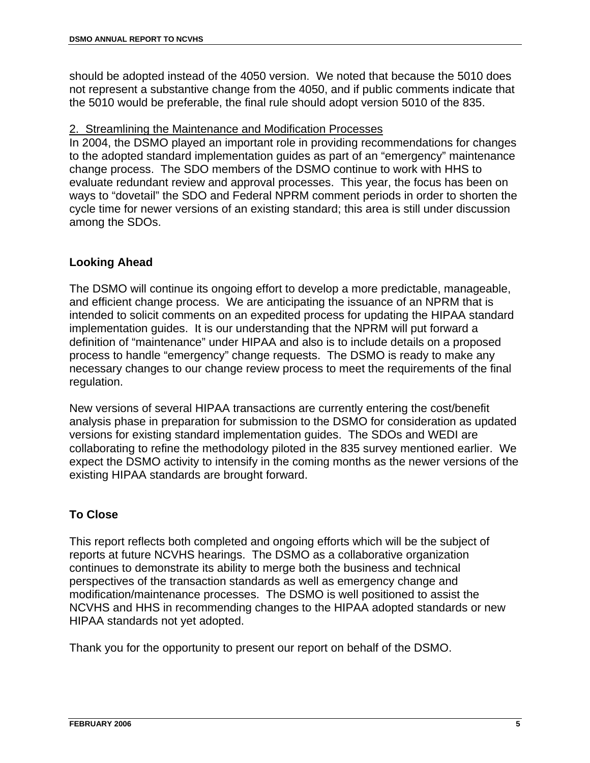should be adopted instead of the 4050 version. We noted that because the 5010 does not represent a substantive change from the 4050, and if public comments indicate that the 5010 would be preferable, the final rule should adopt version 5010 of the 835.

2. Streamlining the Maintenance and Modification Processes

In 2004, the DSMO played an important role in providing recommendations for changes to the adopted standard implementation guides as part of an "emergency" maintenance change process. The SDO members of the DSMO continue to work with HHS to evaluate redundant review and approval processes. This year, the focus has been on ways to "dovetail" the SDO and Federal NPRM comment periods in order to shorten the cycle time for newer versions of an existing standard; this area is still under discussion among the SDOs.

## Looking Ahead

The DSMO will continue its ongoing effort to develop a more predictable, manageable, and efficient change process. We are anticipating the issuance of an NPRM that is intended to solicit comments on an expedited process for updating the HIPAA standard implementation guides. It is our understanding that the NPRM will put forward a definition of "maintenance" under HIPAA and also is to include details on a proposed process to handle "emergency" change requests. The DSMO is ready to make any necessary changes to our change review process to meet the requirements of the final regulation.

New versions of several HIPAA transactions are currently entering the cost/benefit analysis phase in preparation for submission to the DSMO for consideration as updated versions for existing standard implementation guides. The SDOs and WEDI are collaborating to refine the methodology piloted in the 835 survey mentioned earlier. We expect the DSMO activity to intensify in the coming months as the newer versions of the existing HIPAA standards are brought forward.

## To Close

This report reflects both completed and ongoing efforts which will be the subject of reports at future NCVHS hearings. The DSMO as a collaborative organization continues to demonstrate its ability to merge both the business and technical perspectives of the transaction standards as well as emergency change and modification/maintenance processes. The DSMO is well positioned to assist the NCVHS and HHS in recommending changes to the HIPAA adopted standards or new HIPAA standards not yet adopted.

Thank you for the opportunity to present our report on behalf of the DSMO.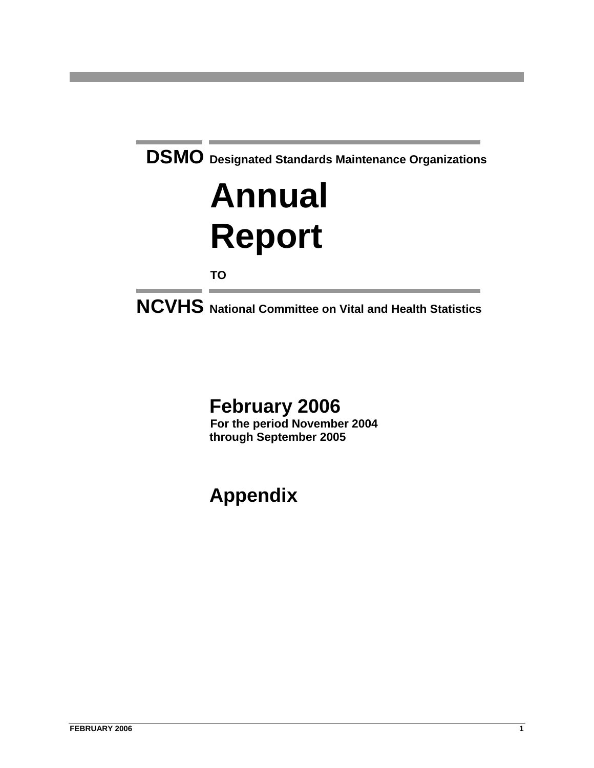**DSMO** Designated Standards Maintenance Organizations

# Annual Report

**TO**

**NCVHS** National Committee on Vital and Health Statistics

## February 2006

**For the period November 2004 through September 2005**

## Appendix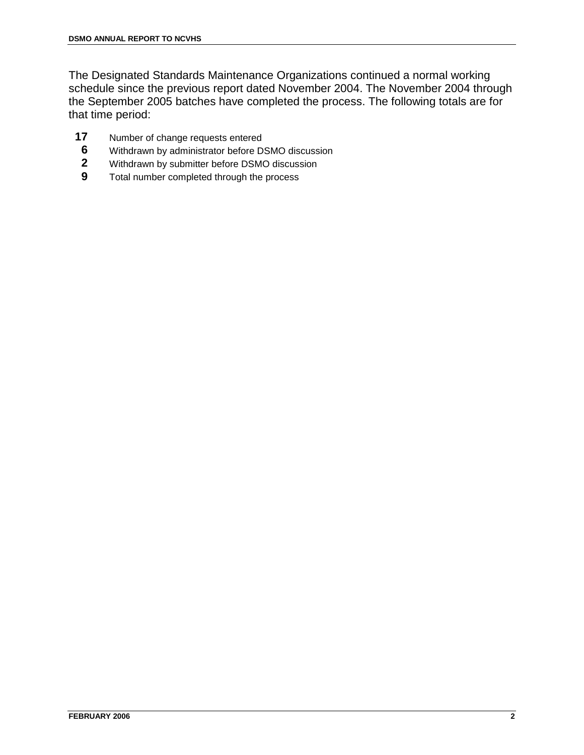The Designated Standards Maintenance Organizations continued a normal working schedule since the previous report dated November 2004. The November 2004 through the September 2005 batches have completed the process. The following totals are for that time period:

| | |
|---|---|
| **17** | Number of change requests entered |
| **6** | Withdrawn by administrator before DSMO discussion |
| **2** | Withdrawn by submitter before DSMO discussion |
| **9** | Total number completed through the process |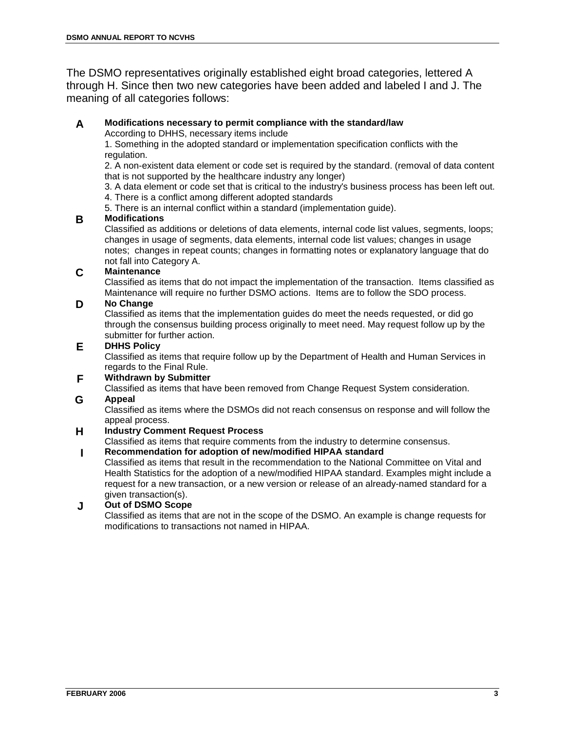The DSMO representatives originally established eight broad categories, lettered A through H. Since then two new categories have been added and labeled I and J. The meaning of all categories follows:

**A** **Modifications necessary to permit compliance with the standard/law**
According to DHHS, necessary items include
1. Something in the adopted standard or implementation specification conflicts with the regulation.
2. A non-existent data element or code set is required by the standard. (removal of data content that is not supported by the healthcare industry any longer)
3. A data element or code set that is critical to the industry's business process has been left out.
4. There is a conflict among different adopted standards
5. There is an internal conflict within a standard (implementation guide).

**B** **Modifications**
Classified as additions or deletions of data elements, internal code list values, segments, loops; changes in usage of segments, data elements, internal code list values; changes in usage notes; changes in repeat counts; changes in formatting notes or explanatory language that do not fall into Category A.

**C** **Maintenance**
Classified as items that do not impact the implementation of the transaction. Items classified as Maintenance will require no further DSMO actions. Items are to follow the SDO process.

**D** **No Change**
Classified as items that the implementation guides do meet the needs requested, or did go through the consensus building process originally to meet need. May request follow up by the submitter for further action.

**E** **DHHS Policy**
Classified as items that require follow up by the Department of Health and Human Services in regards to the Final Rule.

**F** **Withdrawn by Submitter**
Classified as items that have been removed from Change Request System consideration.

**G** **Appeal**
Classified as items where the DSMOs did not reach consensus on response and will follow the appeal process.

**H** **Industry Comment Request Process**
Classified as items that require comments from the industry to determine consensus.

**I** **Recommendation for adoption of new/modified HIPAA standard**
Classified as items that result in the recommendation to the National Committee on Vital and Health Statistics for the adoption of a new/modified HIPAA standard. Examples might include a request for a new transaction, or a new version or release of an already-named standard for a given transaction(s).

**J** **Out of DSMO Scope**
Classified as items that are not in the scope of the DSMO. An example is change requests for modifications to transactions not named in HIPAA.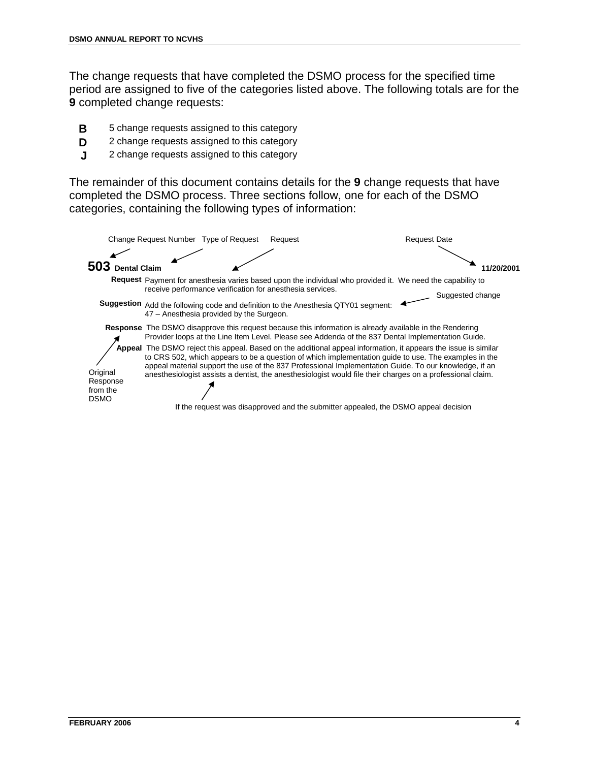The change requests that have completed the DSMO process for the specified time period are assigned to five of the categories listed above. The following totals are for the **9** completed change requests:

- **B** 5 change requests assigned to this category
- **D** 2 change requests assigned to this category
- **J** 2 change requests assigned to this category

The remainder of this document contains details for the **9** change requests that have completed the DSMO process. Three sections follow, one for each of the DSMO categories, containing the following types of information:

Change Request Number — Type of Request — Request — Request Date

**503 Dental Claim** **11/20/2001**

**Request** Payment for anesthesia varies based upon the individual who provided it. We need the capability to receive performance verification for anesthesia services.

**Suggestion** Add the following code and definition to the Anesthesia QTY01 segment: 47 – Anesthesia provided by the Surgeon. *(Suggested change)*

**Response** The DSMO disapprove this request because this information is already available in the Rendering Provider loops at the Line Item Level. Please see Addenda of the 837 Dental Implementation Guide. *(Original Response from the DSMO)*

**Appeal** The DSMO reject this appeal. Based on the additional appeal information, it appears the issue is similar to CRS 502, which appears to be a question of which implementation guide to use. The examples in the appeal material support the use of the 837 Professional Implementation Guide. To our knowledge, if an anesthesiologist assists a dentist, the anesthesiologist would file their charges on a professional claim. *(If the request was disapproved and the submitter appealed, the DSMO appeal decision)*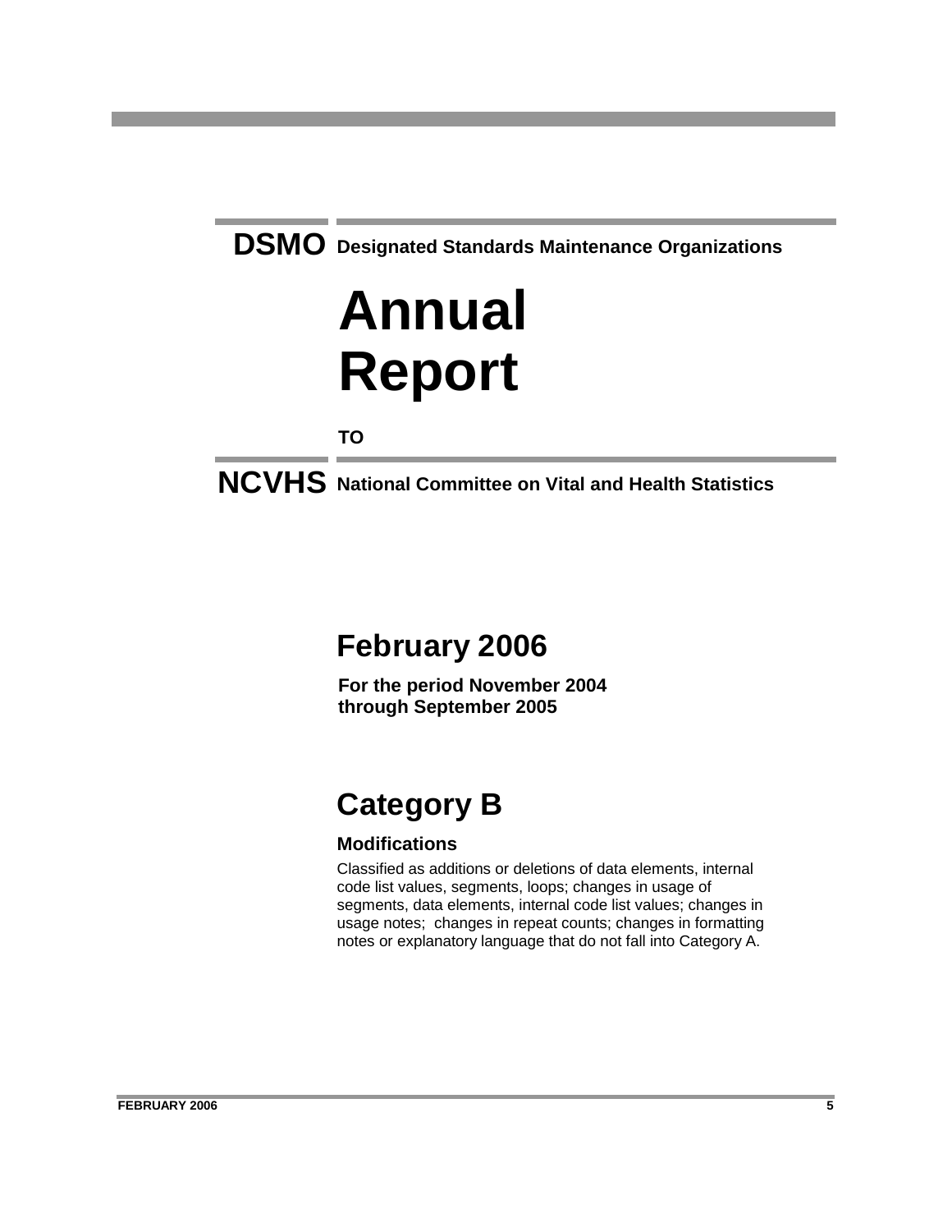**DSMO** Designated Standards Maintenance Organizations

# Annual Report

**TO**

**NCVHS** National Committee on Vital and Health Statistics

## February 2006

**For the period November 2004 through September 2005**

## Category B

### Modifications

Classified as additions or deletions of data elements, internal code list values, segments, loops; changes in usage of segments, data elements, internal code list values; changes in usage notes; changes in repeat counts; changes in formatting notes or explanatory language that do not fall into Category A.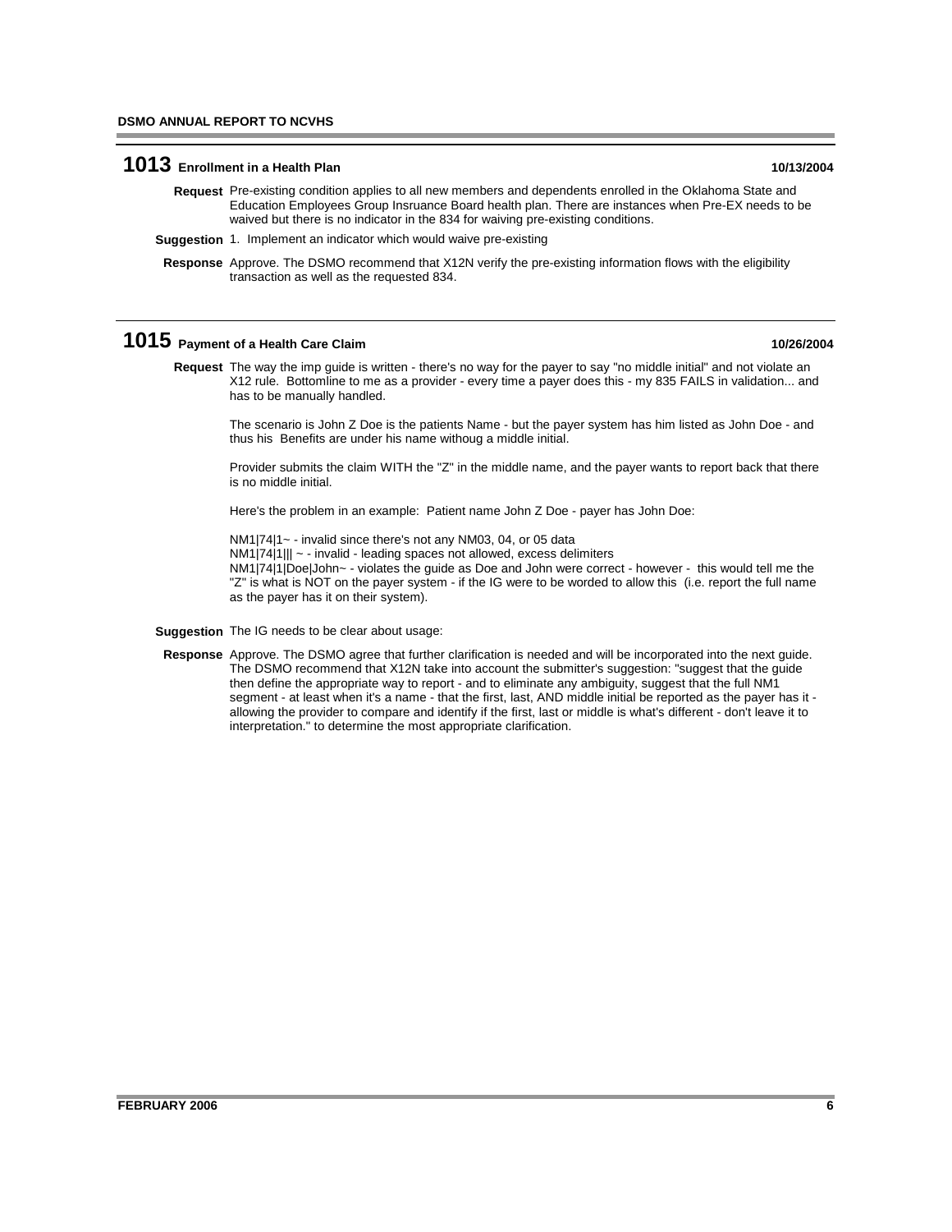## 1013 Enrollment in a Health Plan — 10/13/2004

**Request** Pre-existing condition applies to all new members and dependents enrolled in the Oklahoma State and Education Employees Group Insruance Board health plan. There are instances when Pre-EX needs to be waived but there is no indicator in the 834 for waiving pre-existing conditions.

**Suggestion** 1. Implement an indicator which would waive pre-existing

**Response** Approve. The DSMO recommend that X12N verify the pre-existing information flows with the eligibility transaction as well as the requested 834.

## 1015 Payment of a Health Care Claim — 10/26/2004

**Request** The way the imp guide is written - there's no way for the payer to say "no middle initial" and not violate an X12 rule. Bottomline to me as a provider - every time a payer does this - my 835 FAILS in validation... and has to be manually handled.

The scenario is John Z Doe is the patients Name - but the payer system has him listed as John Doe - and thus his Benefits are under his name withoug a middle initial.

Provider submits the claim WITH the "Z" in the middle name, and the payer wants to report back that there is no middle initial.

Here's the problem in an example: Patient name John Z Doe - payer has John Doe:

NM1|74|1~ - invalid since there's not any NM03, 04, or 05 data
NM1|74|1||| ~ - invalid - leading spaces not allowed, excess delimiters
NM1|74|1|Doe|John~ - violates the guide as Doe and John were correct - however - this would tell me the "Z" is what is NOT on the payer system - if the IG were to be worded to allow this (i.e. report the full name as the payer has it on their system).

**Suggestion** The IG needs to be clear about usage:

**Response** Approve. The DSMO agree that further clarification is needed and will be incorporated into the next guide. The DSMO recommend that X12N take into account the submitter's suggestion: "suggest that the guide then define the appropriate way to report - and to eliminate any ambiguity, suggest that the full NM1 segment - at least when it's a name - that the first, last, AND middle initial be reported as the payer has it - allowing the provider to compare and identify if the first, last or middle is what's different - don't leave it to interpretation." to determine the most appropriate clarification.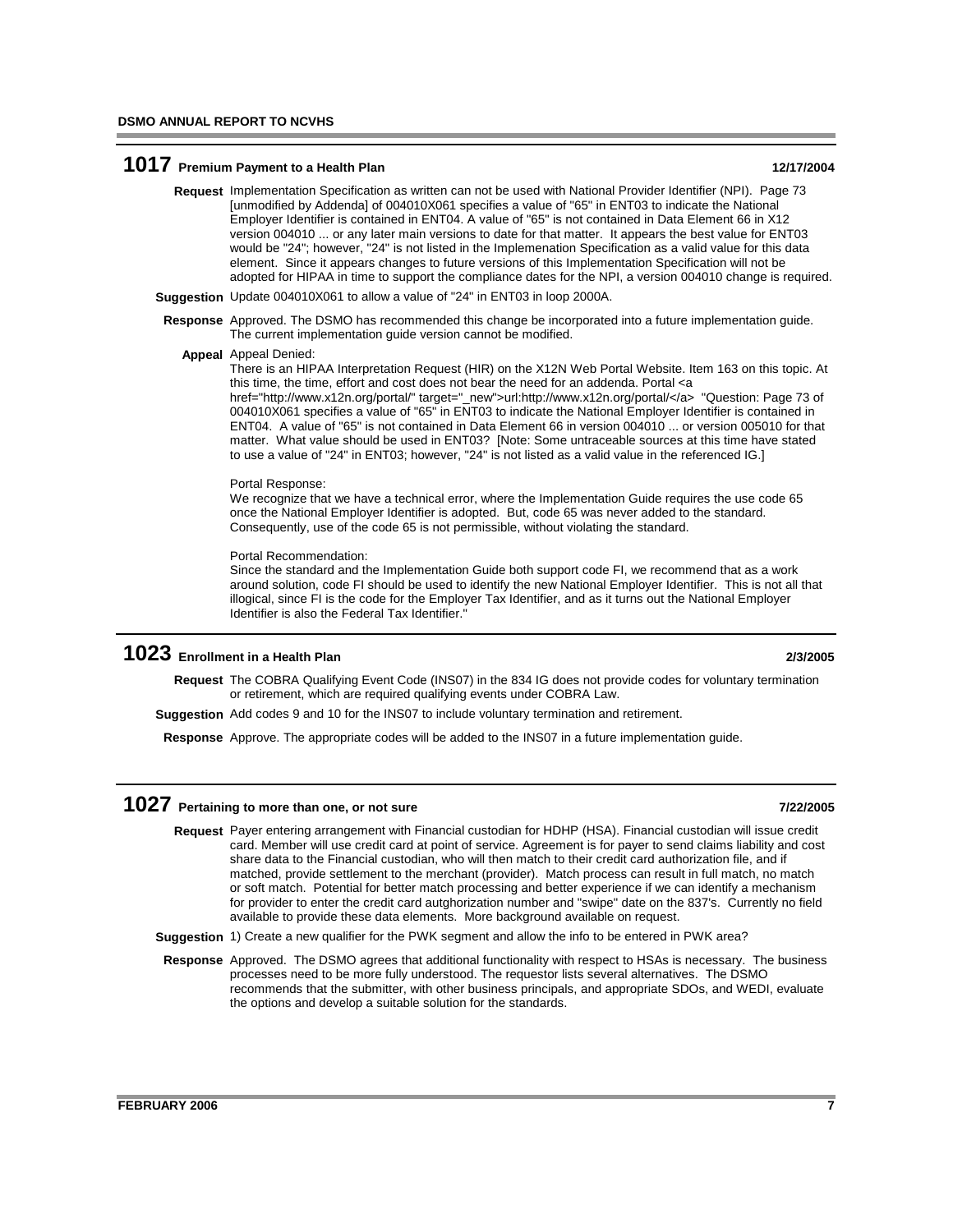## 1017 Premium Payment to a Health Plan — 12/17/2004

**Request** Implementation Specification as written can not be used with National Provider Identifier (NPI). Page 73 [unmodified by Addenda] of 004010X061 specifies a value of "65" in ENT03 to indicate the National Employer Identifier is contained in ENT04. A value of "65" is not contained in Data Element 66 in X12 version 004010 ... or any later main versions to date for that matter. It appears the best value for ENT03 would be "24"; however, "24" is not listed in the Implemenation Specification as a valid value for this data element. Since it appears changes to future versions of this Implementation Specification will not be adopted for HIPAA in time to support the compliance dates for the NPI, a version 004010 change is required.

**Suggestion** Update 004010X061 to allow a value of "24" in ENT03 in loop 2000A.

**Response** Approved. The DSMO has recommended this change be incorporated into a future implementation guide. The current implementation guide version cannot be modified.

**Appeal** Appeal Denied:
There is an HIPAA Interpretation Request (HIR) on the X12N Web Portal Website. Item 163 on this topic. At this time, the time, effort and cost does not bear the need for an addenda. Portal <a href="http://www.x12n.org/portal/" target="_new">url:http://www.x12n.org/portal/</a> "Question: Page 73 of 004010X061 specifies a value of "65" in ENT03 to indicate the National Employer Identifier is contained in ENT04. A value of "65" is not contained in Data Element 66 in version 004010 ... or version 005010 for that matter. What value should be used in ENT03? [Note: Some untraceable sources at this time have stated to use a value of "24" in ENT03; however, "24" is not listed as a valid value in the referenced IG.]

Portal Response:
We recognize that we have a technical error, where the Implementation Guide requires the use code 65 once the National Employer Identifier is adopted. But, code 65 was never added to the standard. Consequently, use of the code 65 is not permissible, without violating the standard.

Portal Recommendation:
Since the standard and the Implementation Guide both support code FI, we recommend that as a work around solution, code FI should be used to identify the new National Employer Identifier. This is not all that illogical, since FI is the code for the Employer Tax Identifier, and as it turns out the National Employer Identifier is also the Federal Tax Identifier."

## 1023 Enrollment in a Health Plan — 2/3/2005

**Request** The COBRA Qualifying Event Code (INS07) in the 834 IG does not provide codes for voluntary termination or retirement, which are required qualifying events under COBRA Law.

**Suggestion** Add codes 9 and 10 for the INS07 to include voluntary termination and retirement.

**Response** Approve. The appropriate codes will be added to the INS07 in a future implementation guide.

## 1027 Pertaining to more than one, or not sure — 7/22/2005

**Request** Payer entering arrangement with Financial custodian for HDHP (HSA). Financial custodian will issue credit card. Member will use credit card at point of service. Agreement is for payer to send claims liability and cost share data to the Financial custodian, who will then match to their credit card authorization file, and if matched, provide settlement to the merchant (provider). Match process can result in full match, no match or soft match. Potential for better match processing and better experience if we can identify a mechanism for provider to enter the credit card autghorization number and "swipe" date on the 837's. Currently no field available to provide these data elements. More background available on request.

**Suggestion** 1) Create a new qualifier for the PWK segment and allow the info to be entered in PWK area?

**Response** Approved. The DSMO agrees that additional functionality with respect to HSAs is necessary. The business processes need to be more fully understood. The requestor lists several alternatives. The DSMO recommends that the submitter, with other business principals, and appropriate SDOs, and WEDI, evaluate the options and develop a suitable solution for the standards.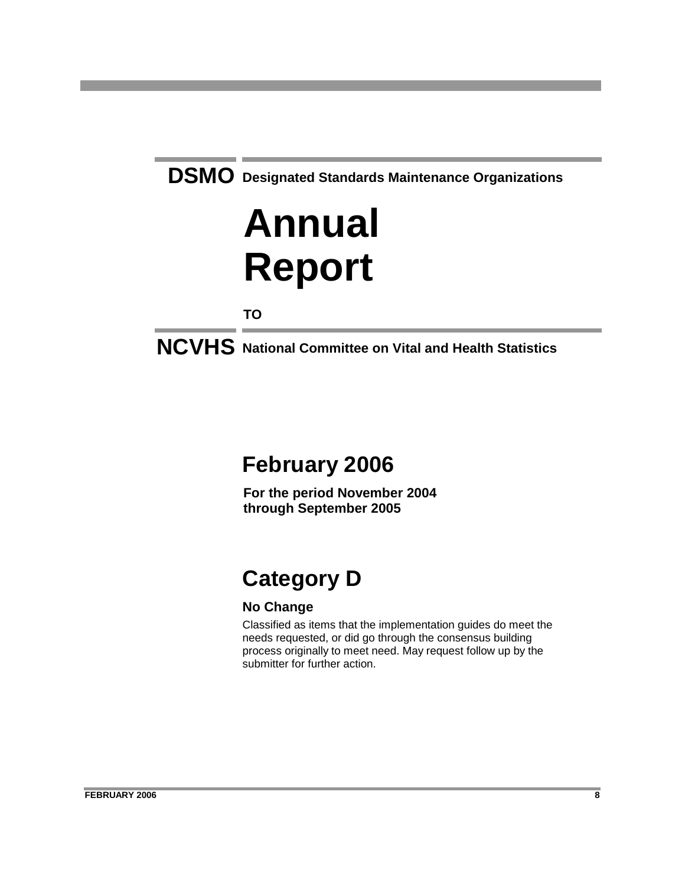**DSMO** Designated Standards Maintenance Organizations

# Annual Report

TO

**NCVHS** National Committee on Vital and Health Statistics

## February 2006

**For the period November 2004 through September 2005**

## Category D

**No Change**

Classified as items that the implementation guides do meet the needs requested, or did go through the consensus building process originally to meet need. May request follow up by the submitter for further action.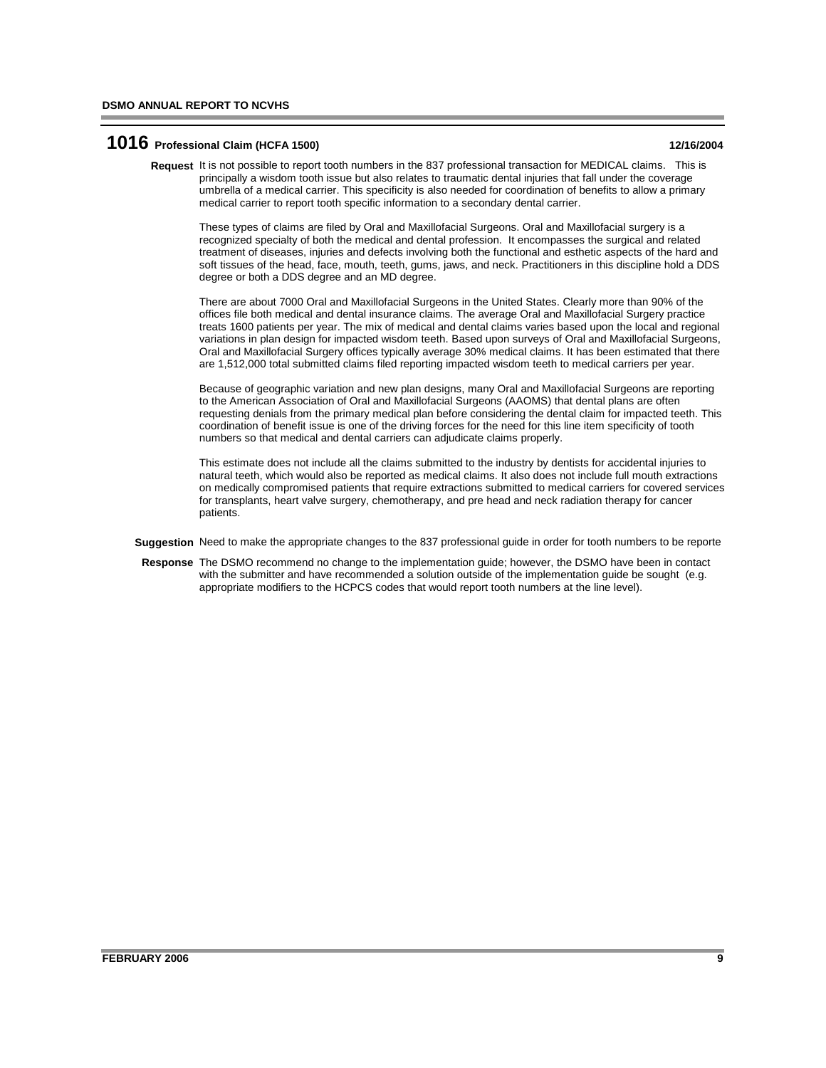## 1016 Professional Claim (HCFA 1500) — 12/16/2004

**Request** It is not possible to report tooth numbers in the 837 professional transaction for MEDICAL claims. This is principally a wisdom tooth issue but also relates to traumatic dental injuries that fall under the coverage umbrella of a medical carrier. This specificity is also needed for coordination of benefits to allow a primary medical carrier to report tooth specific information to a secondary dental carrier.

These types of claims are filed by Oral and Maxillofacial Surgeons. Oral and Maxillofacial surgery is a recognized specialty of both the medical and dental profession. It encompasses the surgical and related treatment of diseases, injuries and defects involving both the functional and esthetic aspects of the hard and soft tissues of the head, face, mouth, teeth, gums, jaws, and neck. Practitioners in this discipline hold a DDS degree or both a DDS degree and an MD degree.

There are about 7000 Oral and Maxillofacial Surgeons in the United States. Clearly more than 90% of the offices file both medical and dental insurance claims. The average Oral and Maxillofacial Surgery practice treats 1600 patients per year. The mix of medical and dental claims varies based upon the local and regional variations in plan design for impacted wisdom teeth. Based upon surveys of Oral and Maxillofacial Surgeons, Oral and Maxillofacial Surgery offices typically average 30% medical claims. It has been estimated that there are 1,512,000 total submitted claims filed reporting impacted wisdom teeth to medical carriers per year.

Because of geographic variation and new plan designs, many Oral and Maxillofacial Surgeons are reporting to the American Association of Oral and Maxillofacial Surgeons (AAOMS) that dental plans are often requesting denials from the primary medical plan before considering the dental claim for impacted teeth. This coordination of benefit issue is one of the driving forces for the need for this line item specificity of tooth numbers so that medical and dental carriers can adjudicate claims properly.

This estimate does not include all the claims submitted to the industry by dentists for accidental injuries to natural teeth, which would also be reported as medical claims. It also does not include full mouth extractions on medically compromised patients that require extractions submitted to medical carriers for covered services for transplants, heart valve surgery, chemotherapy, and pre head and neck radiation therapy for cancer patients.

**Suggestion** Need to make the appropriate changes to the 837 professional guide in order for tooth numbers to be reporte

**Response** The DSMO recommend no change to the implementation guide; however, the DSMO have been in contact with the submitter and have recommended a solution outside of the implementation guide be sought (e.g. appropriate modifiers to the HCPCS codes that would report tooth numbers at the line level).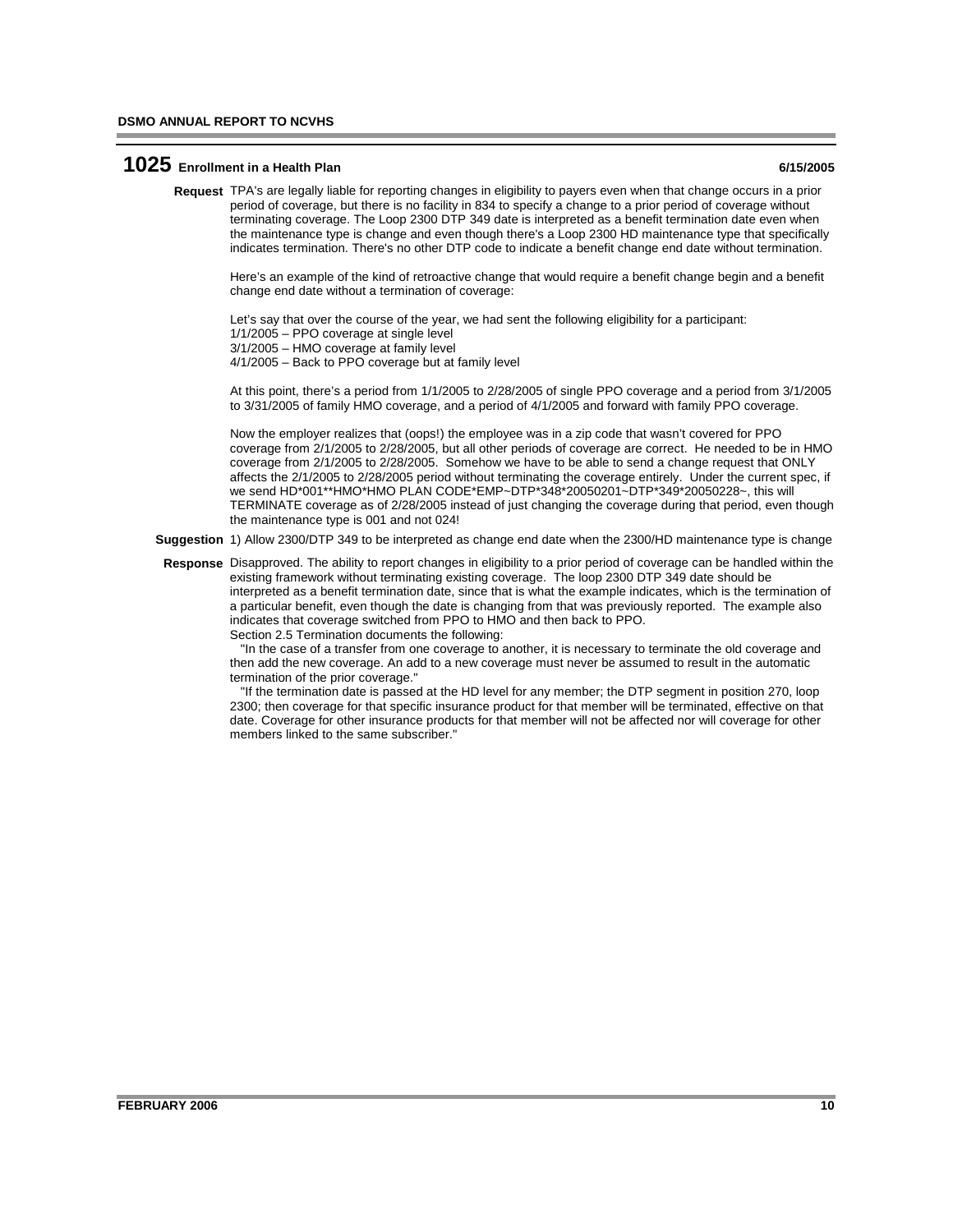## 1025 Enrollment in a Health Plan

6/15/2005

**Request** TPA's are legally liable for reporting changes in eligibility to payers even when that change occurs in a prior period of coverage, but there is no facility in 834 to specify a change to a prior period of coverage without terminating coverage. The Loop 2300 DTP 349 date is interpreted as a benefit termination date even when the maintenance type is change and even though there's a Loop 2300 HD maintenance type that specifically indicates termination. There's no other DTP code to indicate a benefit change end date without termination.

Here's an example of the kind of retroactive change that would require a benefit change begin and a benefit change end date without a termination of coverage:

Let's say that over the course of the year, we had sent the following eligibility for a participant:
1/1/2005 – PPO coverage at single level
3/1/2005 – HMO coverage at family level
4/1/2005 – Back to PPO coverage but at family level

At this point, there's a period from 1/1/2005 to 2/28/2005 of single PPO coverage and a period from 3/1/2005 to 3/31/2005 of family HMO coverage, and a period of 4/1/2005 and forward with family PPO coverage.

Now the employer realizes that (oops!) the employee was in a zip code that wasn't covered for PPO coverage from 2/1/2005 to 2/28/2005, but all other periods of coverage are correct. He needed to be in HMO coverage from 2/1/2005 to 2/28/2005. Somehow we have to be able to send a change request that ONLY affects the 2/1/2005 to 2/28/2005 period without terminating the coverage entirely. Under the current spec, if we send HD*001**HMO*HMO PLAN CODE*EMP~DTP*348*20050201~DTP*349*20050228~, this will TERMINATE coverage as of 2/28/2005 instead of just changing the coverage during that period, even though the maintenance type is 001 and not 024!

**Suggestion** 1) Allow 2300/DTP 349 to be interpreted as change end date when the 2300/HD maintenance type is change

**Response** Disapproved. The ability to report changes in eligibility to a prior period of coverage can be handled within the existing framework without terminating existing coverage. The loop 2300 DTP 349 date should be interpreted as a benefit termination date, since that is what the example indicates, which is the termination of a particular benefit, even though the date is changing from that was previously reported. The example also indicates that coverage switched from PPO to HMO and then back to PPO.
Section 2.5 Termination documents the following:
"In the case of a transfer from one coverage to another, it is necessary to terminate the old coverage and then add the new coverage. An add to a new coverage must never be assumed to result in the automatic termination of the prior coverage."
"If the termination date is passed at the HD level for any member; the DTP segment in position 270, loop 2300; then coverage for that specific insurance product for that member will be terminated, effective on that date. Coverage for other insurance products for that member will not be affected nor will coverage for other members linked to the same subscriber."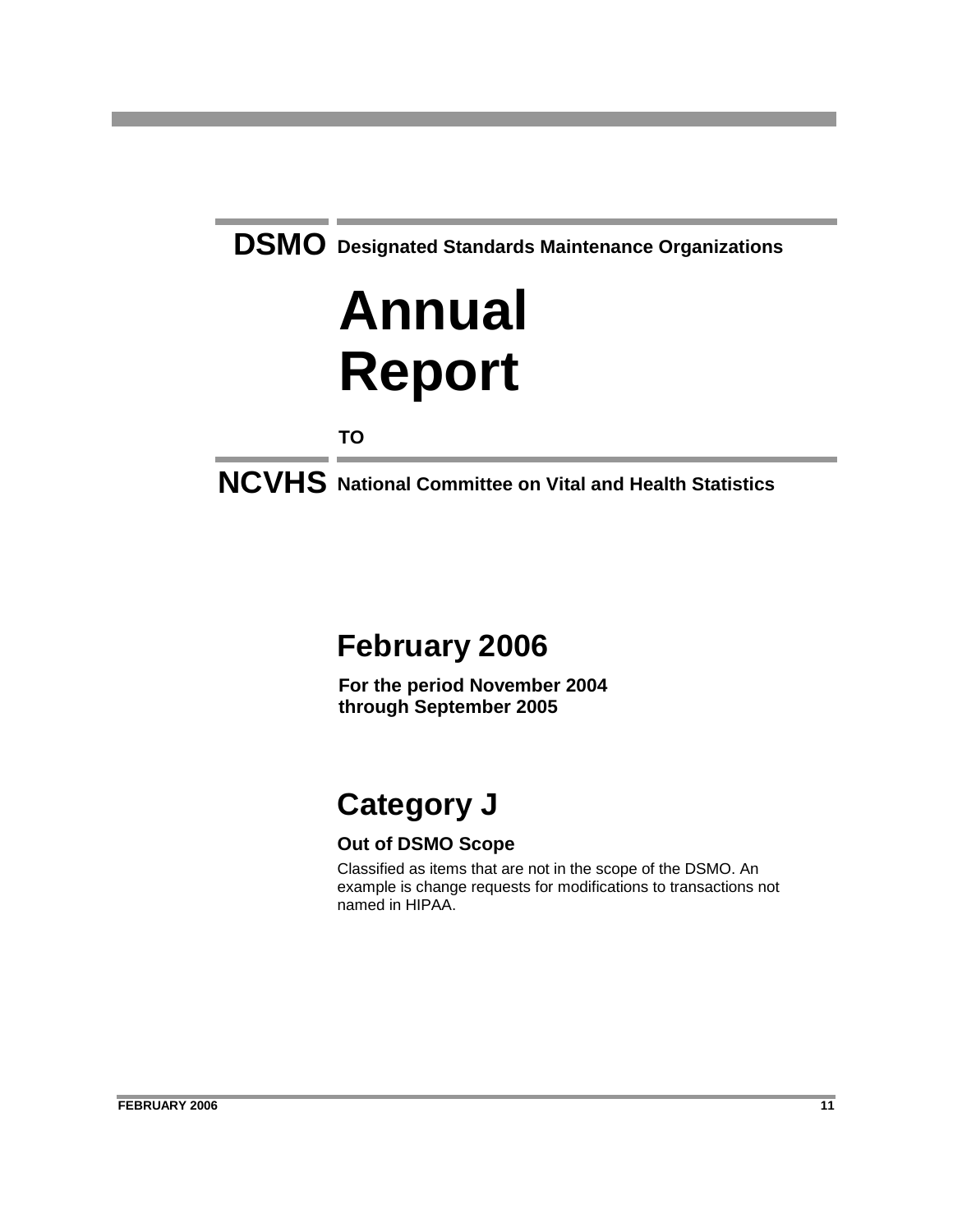**DSMO** Designated Standards Maintenance Organizations

# Annual Report

**TO**

**NCVHS** National Committee on Vital and Health Statistics

## February 2006

**For the period November 2004 through September 2005**

## Category J

### Out of DSMO Scope

Classified as items that are not in the scope of the DSMO. An example is change requests for modifications to transactions not named in HIPAA.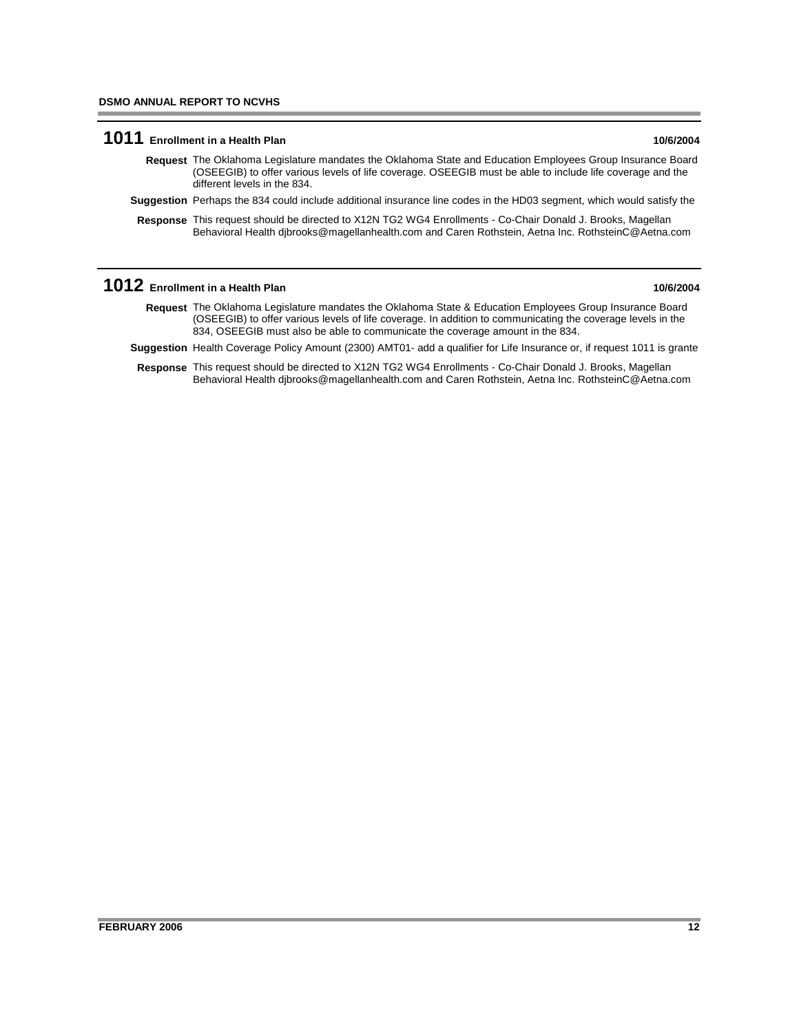## 1011 Enrollment in a Health Plan

**10/6/2004**

**Request** The Oklahoma Legislature mandates the Oklahoma State and Education Employees Group Insurance Board (OSEEGIB) to offer various levels of life coverage. OSEEGIB must be able to include life coverage and the different levels in the 834.

**Suggestion** Perhaps the 834 could include additional insurance line codes in the HD03 segment, which would satisfy the

**Response** This request should be directed to X12N TG2 WG4 Enrollments - Co-Chair Donald J. Brooks, Magellan Behavioral Health djbrooks@magellanhealth.com and Caren Rothstein, Aetna Inc. RothsteinC@Aetna.com

## 1012 Enrollment in a Health Plan

**10/6/2004**

**Request** The Oklahoma Legislature mandates the Oklahoma State & Education Employees Group Insurance Board (OSEEGIB) to offer various levels of life coverage. In addition to communicating the coverage levels in the 834, OSEEGIB must also be able to communicate the coverage amount in the 834.

**Suggestion** Health Coverage Policy Amount (2300) AMT01- add a qualifier for Life Insurance or, if request 1011 is grante

**Response** This request should be directed to X12N TG2 WG4 Enrollments - Co-Chair Donald J. Brooks, Magellan Behavioral Health djbrooks@magellanhealth.com and Caren Rothstein, Aetna Inc. RothsteinC@Aetna.com